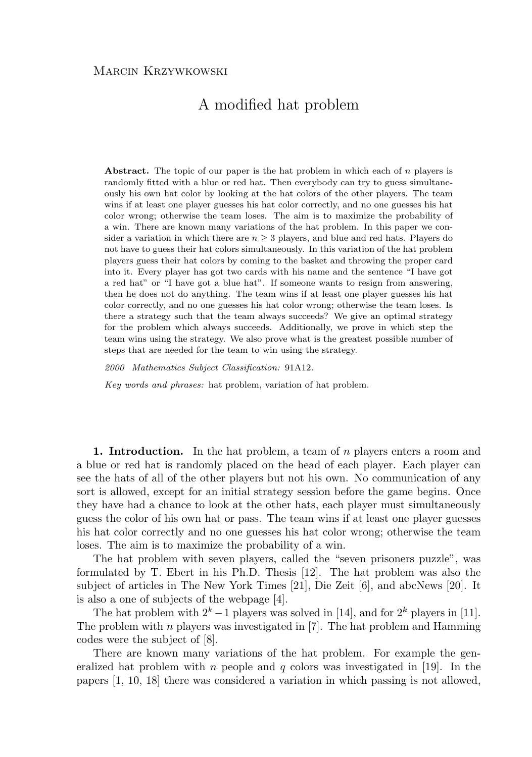Marcin Krzywkowski

# A modified hat problem

**Abstract.** The topic of our paper is the hat problem in which each of $n$ players is randomly fitted with a blue or red hat. Then everybody can try to guess simultaneously his own hat color by looking at the hat colors of the other players. The team wins if at least one player guesses his hat color correctly, and no one guesses his hat color wrong; otherwise the team loses. The aim is to maximize the probability of a win. There are known many variations of the hat problem. In this paper we consider a variation in which there are $n \geq 3$ players, and blue and red hats. Players do not have to guess their hat colors simultaneously. In this variation of the hat problem players guess their hat colors by coming to the basket and throwing the proper card into it. Every player has got two cards with his name and the sentence "I have got a red hat" or "I have got a blue hat". If someone wants to resign from answering, then he does not do anything. The team wins if at least one player guesses his hat color correctly, and no one guesses his hat color wrong; otherwise the team loses. Is there a strategy such that the team always succeeds? We give an optimal strategy for the problem which always succeeds. Additionally, we prove in which step the team wins using the strategy. We also prove what is the greatest possible number of steps that are needed for the team to win using the strategy.

*2000 Mathematics Subject Classification:* 91A12.

*Key words and phrases:* hat problem, variation of hat problem.

**1. Introduction.** In the hat problem, a team of $n$ players enters a room and a blue or red hat is randomly placed on the head of each player. Each player can see the hats of all of the other players but not his own. No communication of any sort is allowed, except for an initial strategy session before the game begins. Once they have had a chance to look at the other hats, each player must simultaneously guess the color of his own hat or pass. The team wins if at least one player guesses his hat color correctly and no one guesses his hat color wrong; otherwise the team loses. The aim is to maximize the probability of a win.

The hat problem with seven players, called the "seven prisoners puzzle", was formulated by T. Ebert in his Ph.D. Thesis [12]. The hat problem was also the subject of articles in The New York Times [21], Die Zeit [6], and abcNews [20]. It is also a one of subjects of the webpage [4].

The hat problem with $2^k - 1$ players was solved in [14], and for $2^k$ players in [11]. The problem with $n$ players was investigated in [7]. The hat problem and Hamming codes were the subject of [8].

There are known many variations of the hat problem. For example the generalized hat problem with $n$ people and $q$ colors was investigated in [19]. In the papers [1, 10, 18] there was considered a variation in which passing is not allowed,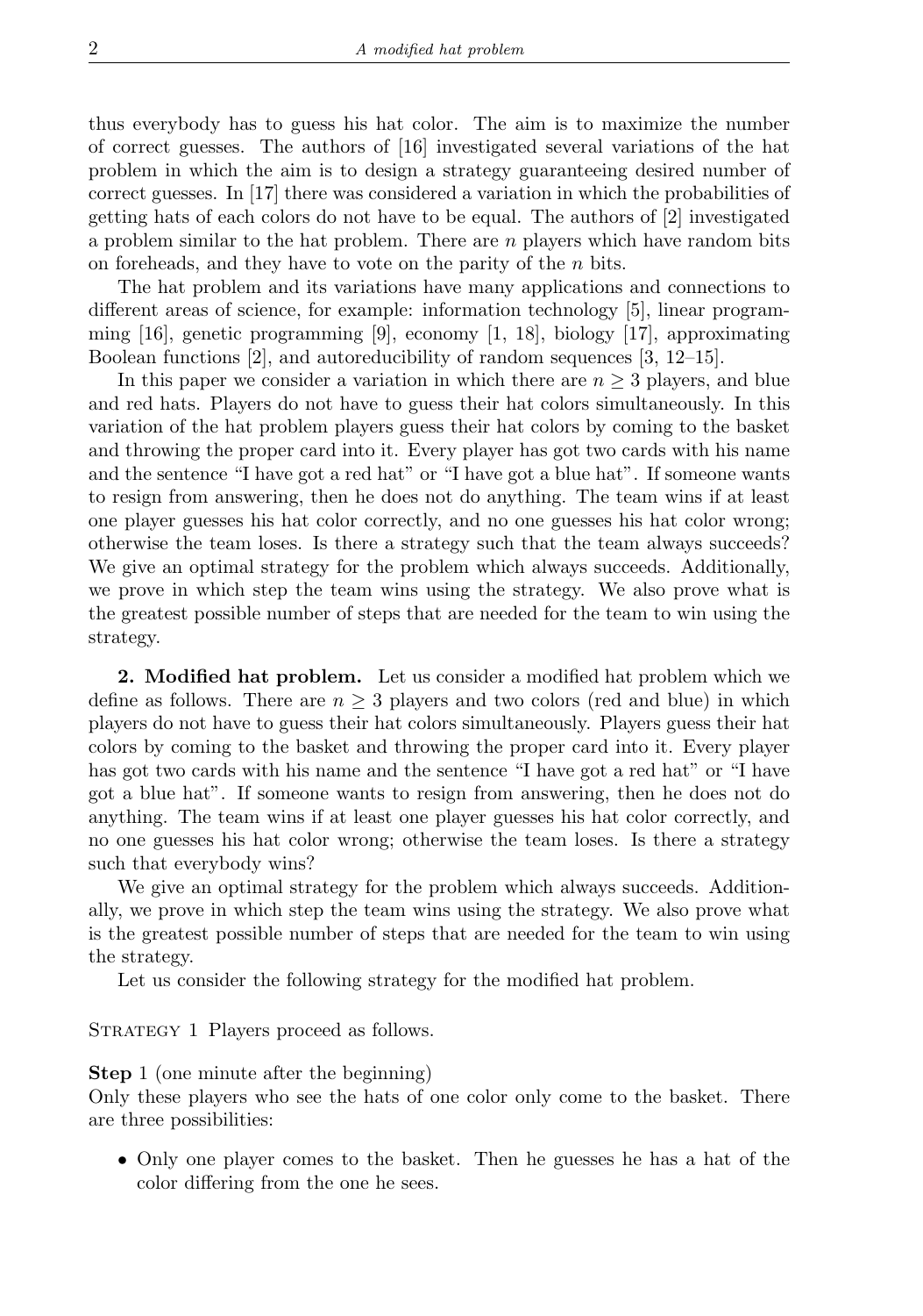thus everybody has to guess his hat color. The aim is to maximize the number of correct guesses. The authors of [16] investigated several variations of the hat problem in which the aim is to design a strategy guaranteeing desired number of correct guesses. In [17] there was considered a variation in which the probabilities of getting hats of each colors do not have to be equal. The authors of [2] investigated a problem similar to the hat problem. There are $n$ players which have random bits on foreheads, and they have to vote on the parity of the $n$ bits.

The hat problem and its variations have many applications and connections to different areas of science, for example: information technology [5], linear programming [16], genetic programming [9], economy [1, 18], biology [17], approximating Boolean functions [2], and autoreducibility of random sequences [3, 12–15].

In this paper we consider a variation in which there are $n \geq 3$ players, and blue and red hats. Players do not have to guess their hat colors simultaneously. In this variation of the hat problem players guess their hat colors by coming to the basket and throwing the proper card into it. Every player has got two cards with his name and the sentence "I have got a red hat" or "I have got a blue hat". If someone wants to resign from answering, then he does not do anything. The team wins if at least one player guesses his hat color correctly, and no one guesses his hat color wrong; otherwise the team loses. Is there a strategy such that the team always succeeds? We give an optimal strategy for the problem which always succeeds. Additionally, we prove in which step the team wins using the strategy. We also prove what is the greatest possible number of steps that are needed for the team to win using the strategy.

**2. Modified hat problem.** Let us consider a modified hat problem which we define as follows. There are $n \geq 3$ players and two colors (red and blue) in which players do not have to guess their hat colors simultaneously. Players guess their hat colors by coming to the basket and throwing the proper card into it. Every player has got two cards with his name and the sentence "I have got a red hat" or "I have got a blue hat". If someone wants to resign from answering, then he does not do anything. The team wins if at least one player guesses his hat color correctly, and no one guesses his hat color wrong; otherwise the team loses. Is there a strategy such that everybody wins?

We give an optimal strategy for the problem which always succeeds. Additionally, we prove in which step the team wins using the strategy. We also prove what is the greatest possible number of steps that are needed for the team to win using the strategy.

Let us consider the following strategy for the modified hat problem.

STRATEGY 1 Players proceed as follows.

**Step** 1 (one minute after the beginning)
Only these players who see the hats of one color only come to the basket. There are three possibilities:

- Only one player comes to the basket. Then he guesses he has a hat of the color differing from the one he sees.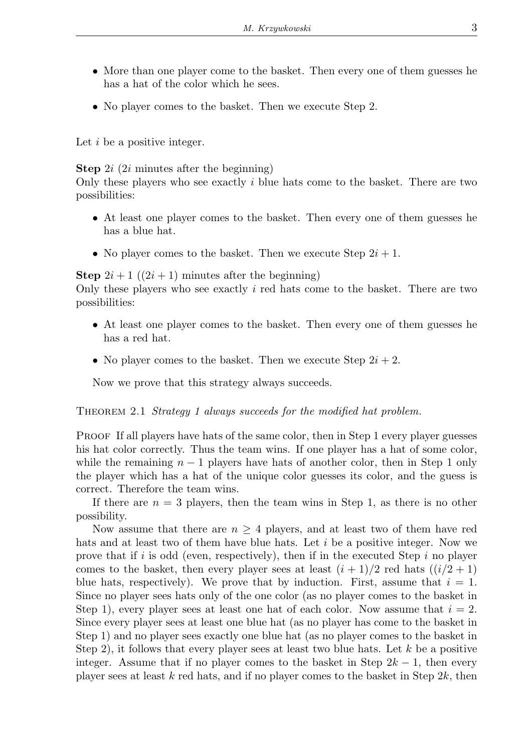- More than one player come to the basket. Then every one of them guesses he has a hat of the color which he sees.
- No player comes to the basket. Then we execute Step 2.

Let $i$ be a positive integer.

**Step** $2i$ ($2i$ minutes after the beginning)
Only these players who see exactly $i$ blue hats come to the basket. There are two possibilities:

- At least one player comes to the basket. Then every one of them guesses he has a blue hat.
- No player comes to the basket. Then we execute Step $2i + 1$.

**Step** $2i + 1$ ($(2i + 1)$ minutes after the beginning)
Only these players who see exactly $i$ red hats come to the basket. There are two possibilities:

- At least one player comes to the basket. Then every one of them guesses he has a red hat.
- No player comes to the basket. Then we execute Step $2i + 2$.

Now we prove that this strategy always succeeds.

Theorem 2.1 *Strategy 1 always succeeds for the modified hat problem.*

Proof If all players have hats of the same color, then in Step 1 every player guesses his hat color correctly. Thus the team wins. If one player has a hat of some color, while the remaining $n - 1$ players have hats of another color, then in Step 1 only the player which has a hat of the unique color guesses its color, and the guess is correct. Therefore the team wins.

If there are $n = 3$ players, then the team wins in Step 1, as there is no other possibility.

Now assume that there are $n \geq 4$ players, and at least two of them have red hats and at least two of them have blue hats. Let $i$ be a positive integer. Now we prove that if $i$ is odd (even, respectively), then if in the executed Step $i$ no player comes to the basket, then every player sees at least $(i + 1)/2$ red hats ($(i/2 + 1)$ blue hats, respectively). We prove that by induction. First, assume that $i = 1$. Since no player sees hats only of the one color (as no player comes to the basket in Step 1), every player sees at least one hat of each color. Now assume that $i = 2$. Since every player sees at least one blue hat (as no player has come to the basket in Step 1) and no player sees exactly one blue hat (as no player comes to the basket in Step 2), it follows that every player sees at least two blue hats. Let $k$ be a positive integer. Assume that if no player comes to the basket in Step $2k - 1$, then every player sees at least $k$ red hats, and if no player comes to the basket in Step $2k$, then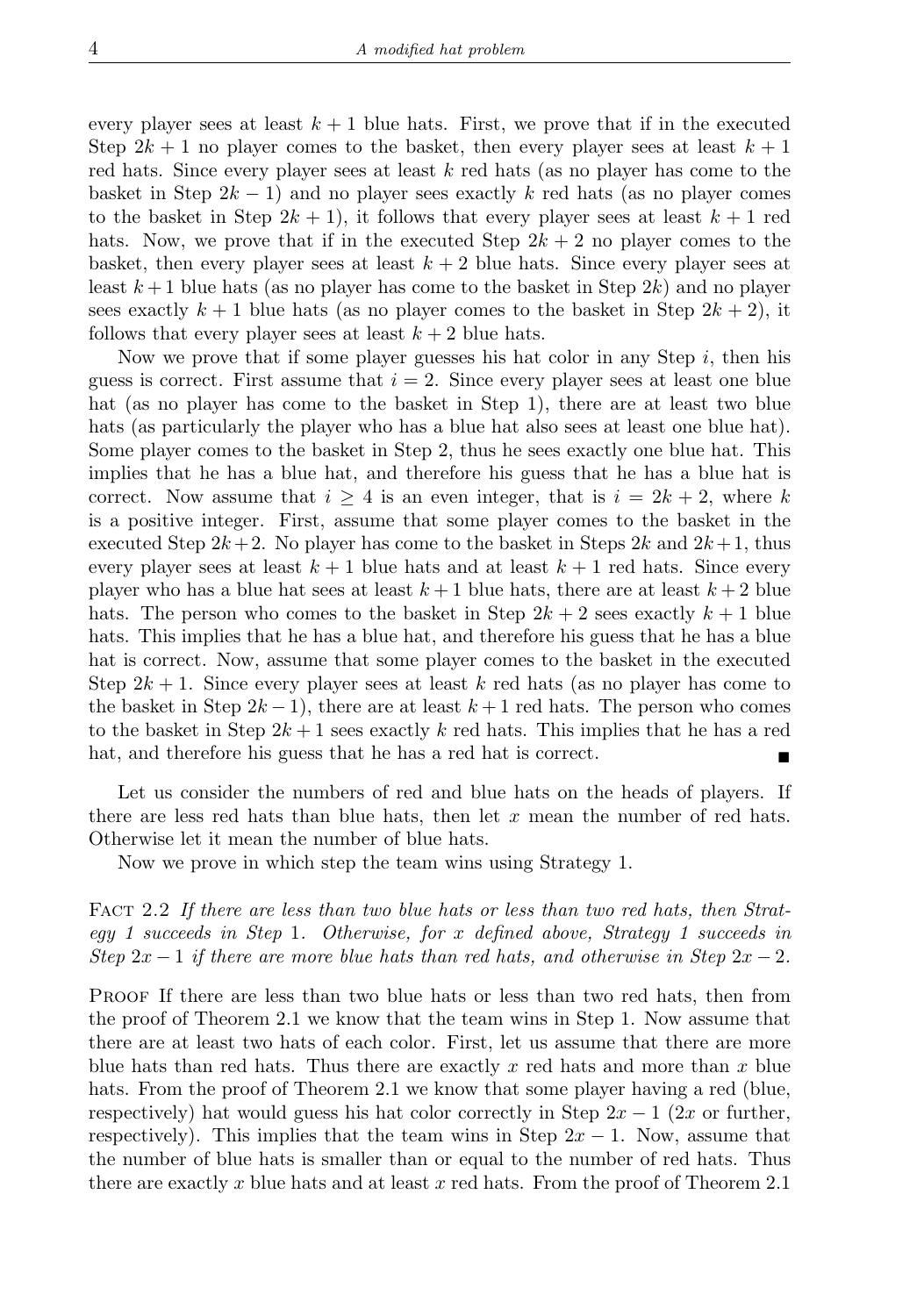every player sees at least $k+1$ blue hats. First, we prove that if in the executed Step $2k+1$ no player comes to the basket, then every player sees at least $k+1$ red hats. Since every player sees at least $k$ red hats (as no player has come to the basket in Step $2k-1$) and no player sees exactly $k$ red hats (as no player comes to the basket in Step $2k+1$), it follows that every player sees at least $k+1$ red hats. Now, we prove that if in the executed Step $2k+2$ no player comes to the basket, then every player sees at least $k+2$ blue hats. Since every player sees at least $k+1$ blue hats (as no player has come to the basket in Step $2k$) and no player sees exactly $k+1$ blue hats (as no player comes to the basket in Step $2k+2$), it follows that every player sees at least $k+2$ blue hats.

Now we prove that if some player guesses his hat color in any Step $i$, then his guess is correct. First assume that $i=2$. Since every player sees at least one blue hat (as no player has come to the basket in Step 1), there are at least two blue hats (as particularly the player who has a blue hat also sees at least one blue hat). Some player comes to the basket in Step 2, thus he sees exactly one blue hat. This implies that he has a blue hat, and therefore his guess that he has a blue hat is correct. Now assume that $i \geq 4$ is an even integer, that is $i = 2k+2$, where $k$ is a positive integer. First, assume that some player comes to the basket in the executed Step $2k+2$. No player has come to the basket in Steps $2k$ and $2k+1$, thus every player sees at least $k+1$ blue hats and at least $k+1$ red hats. Since every player who has a blue hat sees at least $k+1$ blue hats, there are at least $k+2$ blue hats. The person who comes to the basket in Step $2k+2$ sees exactly $k+1$ blue hats. This implies that he has a blue hat, and therefore his guess that he has a blue hat is correct. Now, assume that some player comes to the basket in the executed Step $2k+1$. Since every player sees at least $k$ red hats (as no player has come to the basket in Step $2k-1$), there are at least $k+1$ red hats. The person who comes to the basket in Step $2k+1$ sees exactly $k$ red hats. This implies that he has a red hat, and therefore his guess that he has a red hat is correct. ∎

Let us consider the numbers of red and blue hats on the heads of players. If there are less red hats than blue hats, then let $x$ mean the number of red hats. Otherwise let it mean the number of blue hats.

Now we prove in which step the team wins using Strategy 1.

Fact 2.2 *If there are less than two blue hats or less than two red hats, then Strategy 1 succeeds in Step* 1*. Otherwise, for $x$ defined above, Strategy 1 succeeds in Step $2x-1$ if there are more blue hats than red hats, and otherwise in Step $2x-2$.*

Proof If there are less than two blue hats or less than two red hats, then from the proof of Theorem 2.1 we know that the team wins in Step 1. Now assume that there are at least two hats of each color. First, let us assume that there are more blue hats than red hats. Thus there are exactly $x$ red hats and more than $x$ blue hats. From the proof of Theorem 2.1 we know that some player having a red (blue, respectively) hat would guess his hat color correctly in Step $2x-1$ ($2x$ or further, respectively). This implies that the team wins in Step $2x-1$. Now, assume that the number of blue hats is smaller than or equal to the number of red hats. Thus there are exactly $x$ blue hats and at least $x$ red hats. From the proof of Theorem 2.1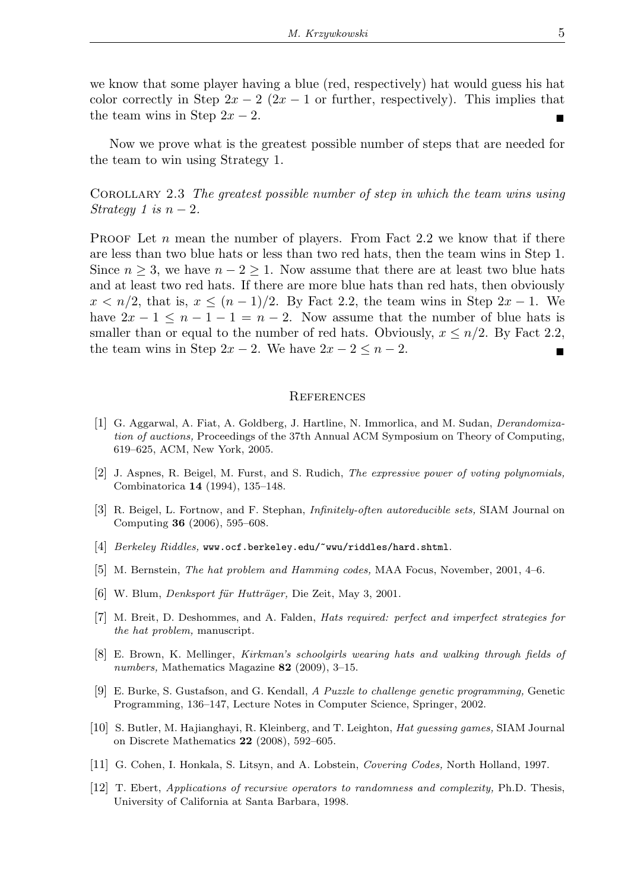we know that some player having a blue (red, respectively) hat would guess his hat color correctly in Step $2x-2$ ($2x-1$ or further, respectively). This implies that the team wins in Step $2x-2$. ∎

Now we prove what is the greatest possible number of steps that are needed for the team to win using Strategy 1.

Corollary 2.3 *The greatest possible number of step in which the team wins using Strategy 1 is $n-2$.*

Proof Let $n$ mean the number of players. From Fact 2.2 we know that if there are less than two blue hats or less than two red hats, then the team wins in Step 1. Since $n \geq 3$, we have $n-2 \geq 1$. Now assume that there are at least two blue hats and at least two red hats. If there are more blue hats than red hats, then obviously $x < n/2$, that is, $x \leq (n-1)/2$. By Fact 2.2, the team wins in Step $2x-1$. We have $2x-1 \leq n-1-1 = n-2$. Now assume that the number of blue hats is smaller than or equal to the number of red hats. Obviously, $x \leq n/2$. By Fact 2.2, the team wins in Step $2x-2$. We have $2x-2 \leq n-2$. ∎

## References

[1] G. Aggarwal, A. Fiat, A. Goldberg, J. Hartline, N. Immorlica, and M. Sudan, *Derandomization of auctions,* Proceedings of the 37th Annual ACM Symposium on Theory of Computing, 619–625, ACM, New York, 2005.

[2] J. Aspnes, R. Beigel, M. Furst, and S. Rudich, *The expressive power of voting polynomials,* Combinatorica **14** (1994), 135–148.

[3] R. Beigel, L. Fortnow, and F. Stephan, *Infinitely-often autoreducible sets,* SIAM Journal on Computing **36** (2006), 595–608.

[4] *Berkeley Riddles,* www.ocf.berkeley.edu/~wwu/riddles/hard.shtml.

[5] M. Bernstein, *The hat problem and Hamming codes,* MAA Focus, November, 2001, 4–6.

[6] W. Blum, *Denksport für Hutträger,* Die Zeit, May 3, 2001.

[7] M. Breit, D. Deshommes, and A. Falden, *Hats required: perfect and imperfect strategies for the hat problem,* manuscript.

[8] E. Brown, K. Mellinger, *Kirkman's schoolgirls wearing hats and walking through fields of numbers,* Mathematics Magazine **82** (2009), 3–15.

[9] E. Burke, S. Gustafson, and G. Kendall, *A Puzzle to challenge genetic programming,* Genetic Programming, 136–147, Lecture Notes in Computer Science, Springer, 2002.

[10] S. Butler, M. Hajianghayi, R. Kleinberg, and T. Leighton, *Hat guessing games,* SIAM Journal on Discrete Mathematics **22** (2008), 592–605.

[11] G. Cohen, I. Honkala, S. Litsyn, and A. Lobstein, *Covering Codes,* North Holland, 1997.

[12] T. Ebert, *Applications of recursive operators to randomness and complexity,* Ph.D. Thesis, University of California at Santa Barbara, 1998.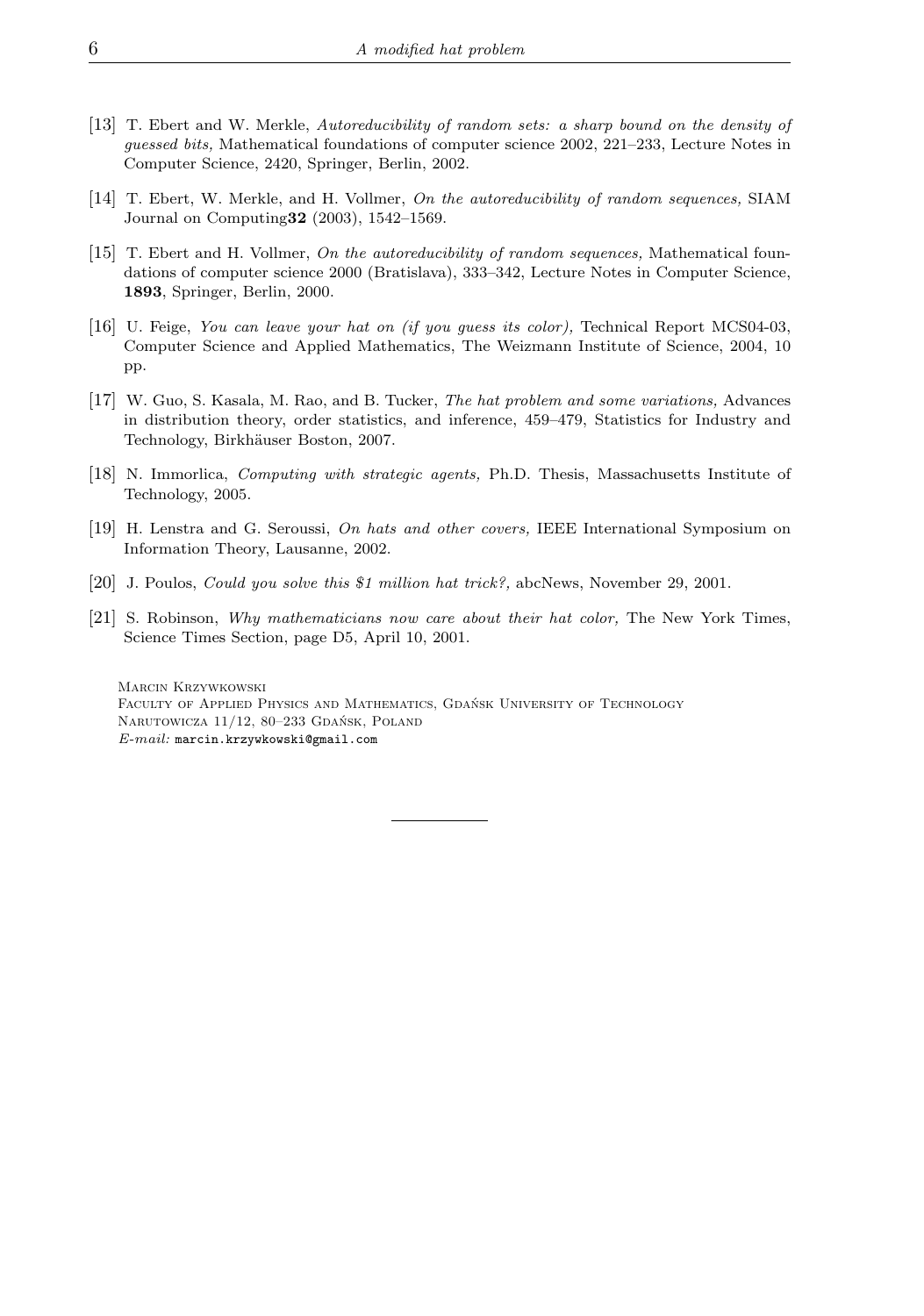[13] T. Ebert and W. Merkle, *Autoreducibility of random sets: a sharp bound on the density of guessed bits,* Mathematical foundations of computer science 2002, 221–233, Lecture Notes in Computer Science, 2420, Springer, Berlin, 2002.

[14] T. Ebert, W. Merkle, and H. Vollmer, *On the autoreducibility of random sequences,* SIAM Journal on Computing**32** (2003), 1542–1569.

[15] T. Ebert and H. Vollmer, *On the autoreducibility of random sequences,* Mathematical foundations of computer science 2000 (Bratislava), 333–342, Lecture Notes in Computer Science, **1893**, Springer, Berlin, 2000.

[16] U. Feige, *You can leave your hat on (if you guess its color),* Technical Report MCS04-03, Computer Science and Applied Mathematics, The Weizmann Institute of Science, 2004, 10 pp.

[17] W. Guo, S. Kasala, M. Rao, and B. Tucker, *The hat problem and some variations,* Advances in distribution theory, order statistics, and inference, 459–479, Statistics for Industry and Technology, Birkhäuser Boston, 2007.

[18] N. Immorlica, *Computing with strategic agents,* Ph.D. Thesis, Massachusetts Institute of Technology, 2005.

[19] H. Lenstra and G. Seroussi, *On hats and other covers,* IEEE International Symposium on Information Theory, Lausanne, 2002.

[20] J. Poulos, *Could you solve this $1 million hat trick?,* abcNews, November 29, 2001.

[21] S. Robinson, *Why mathematicians now care about their hat color,* The New York Times, Science Times Section, page D5, April 10, 2001.

Marcin Krzywkowski
Faculty of Applied Physics and Mathematics, Gdańsk University of Technology
Narutowicza 11/12, 80–233 Gdańsk, Poland
*E-mail:* marcin.krzywkowski@gmail.com